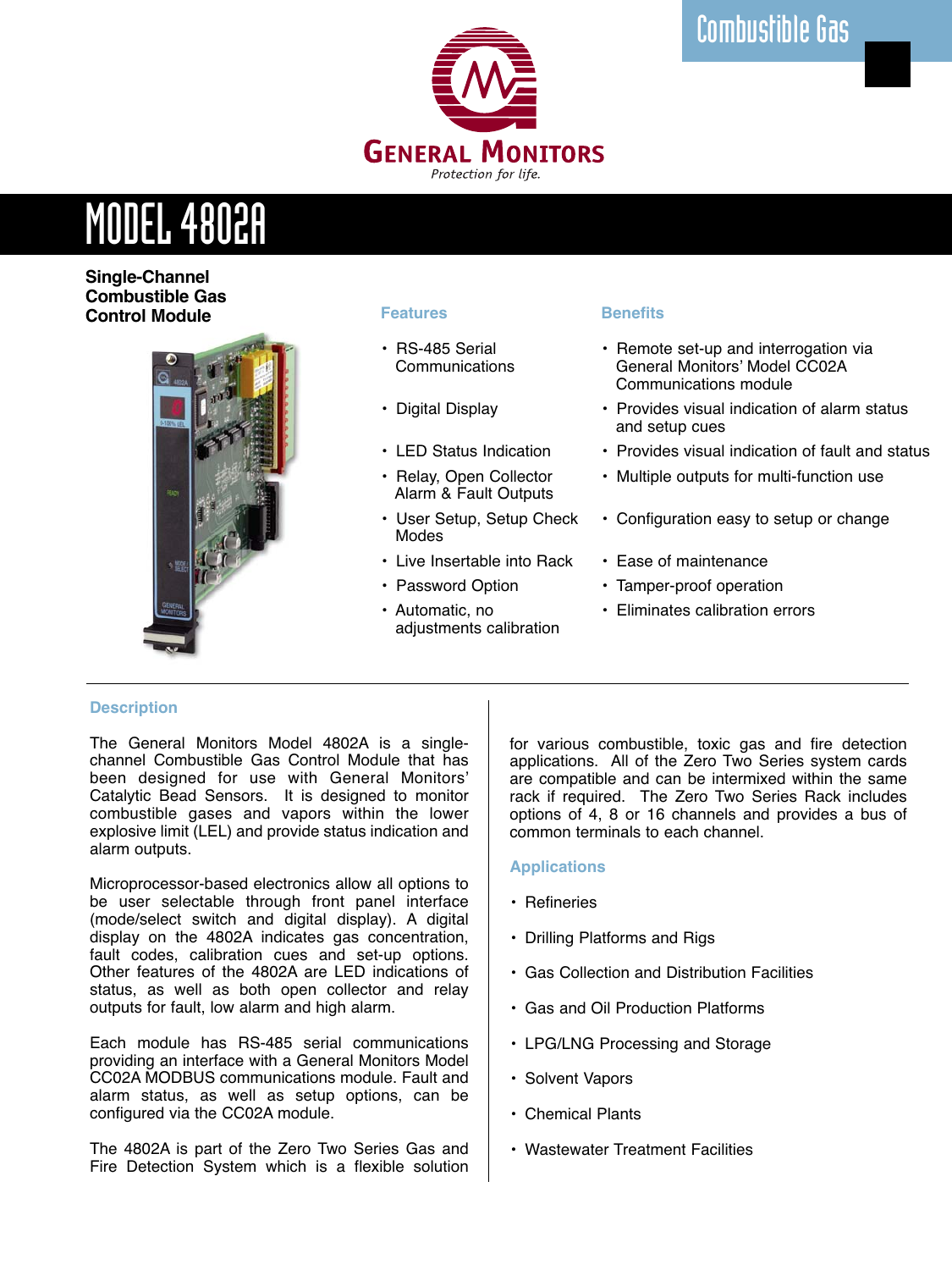Combustible Gas

GENERAL MONITORS

*Protection for life.*

# MODEL 4802A

**Single-Channel Combustible Gas Control Module**

| Features | Benefits |
| --- | --- |
| RS-485 Serial Communications | Remote set-up and interrogation via General Monitors' Model CC02A Communications module |
| Digital Display | Provides visual indication of alarm status and setup cues |
| LED Status Indication | Provides visual indication of fault and status |
| Relay, Open Collector Alarm & Fault Outputs | Multiple outputs for multi-function use |
| User Setup, Setup Check Modes | Configuration easy to setup or change |
| Live Insertable into Rack | Ease of maintenance |
| Password Option | Tamper-proof operation |
| Automatic, no adjustments calibration | Eliminates calibration errors |

## Description

The General Monitors Model 4802A is a single-channel Combustible Gas Control Module that has been designed for use with General Monitors' Catalytic Bead Sensors. It is designed to monitor combustible gases and vapors within the lower explosive limit (LEL) and provide status indication and alarm outputs.

Microprocessor-based electronics allow all options to be user selectable through front panel interface (mode/select switch and digital display). A digital display on the 4802A indicates gas concentration, fault codes, calibration cues and set-up options. Other features of the 4802A are LED indications of status, as well as both open collector and relay outputs for fault, low alarm and high alarm.

Each module has RS-485 serial communications providing an interface with a General Monitors Model CC02A MODBUS communications module. Fault and alarm status, as well as setup options, can be configured via the CC02A module.

The 4802A is part of the Zero Two Series Gas and Fire Detection System which is a flexible solution for various combustible, toxic gas and fire detection applications. All of the Zero Two Series system cards are compatible and can be intermixed within the same rack if required. The Zero Two Series Rack includes options of 4, 8 or 16 channels and provides a bus of common terminals to each channel.

## Applications

- Refineries
- Drilling Platforms and Rigs
- Gas Collection and Distribution Facilities
- Gas and Oil Production Platforms
- LPG/LNG Processing and Storage
- Solvent Vapors
- Chemical Plants
- Wastewater Treatment Facilities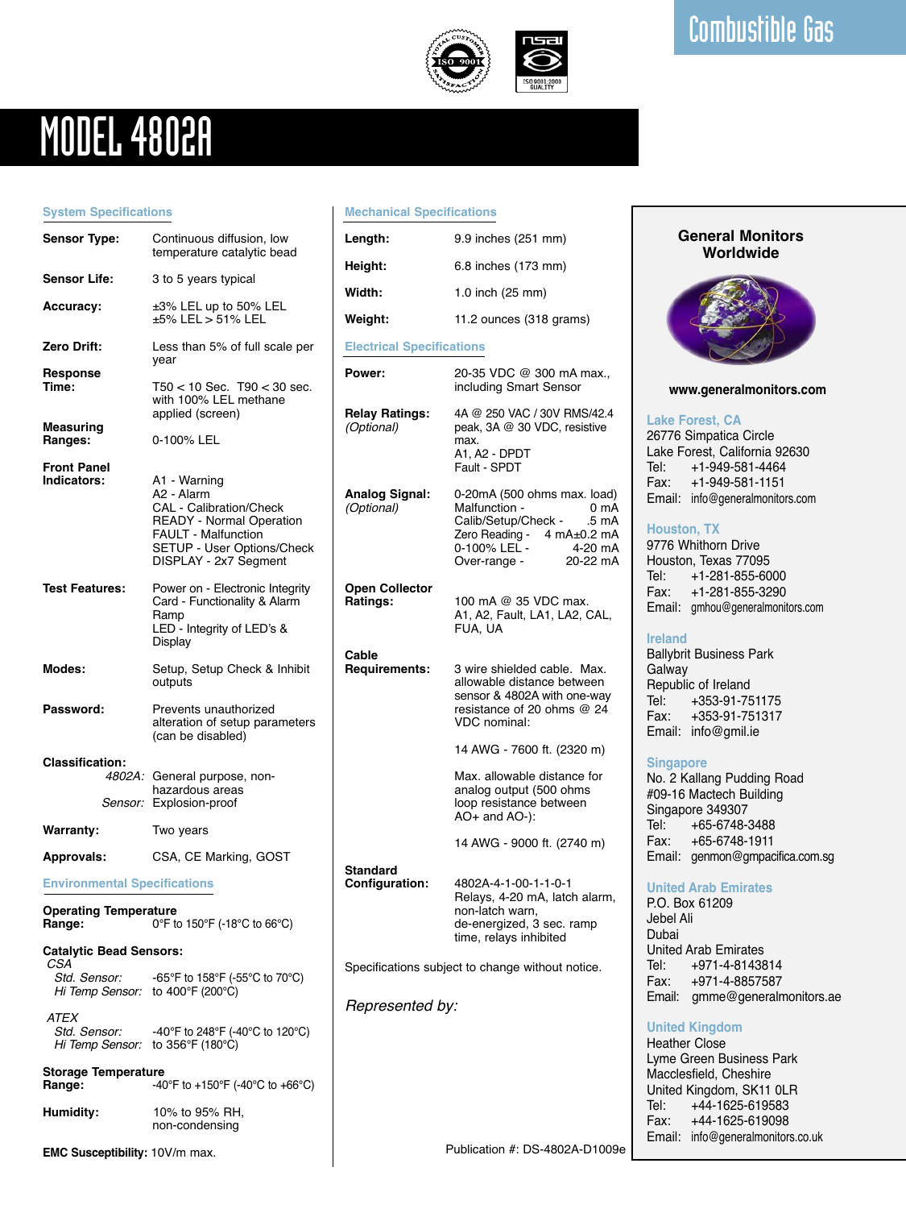Combustible Gas

# MODEL 4802A

## System Specifications

| | |
|---|---|
| **Sensor Type:** | Continuous diffusion, low temperature catalytic bead |
| **Sensor Life:** | 3 to 5 years typical |
| **Accuracy:** | ±3% LEL up to 50% LEL<br>±5% LEL > 51% LEL |
| **Zero Drift:** | Less than 5% of full scale per year |
| **Response Time:** | T50 < 10 Sec. T90 < 30 sec. with 100% LEL methane applied (screen) |
| **Measuring Ranges:** | 0-100% LEL |
| **Front Panel Indicators:** | A1 - Warning<br>A2 - Alarm<br>CAL - Calibration/Check<br>READY - Normal Operation<br>FAULT - Malfunction<br>SETUP - User Options/Check<br>DISPLAY - 2x7 Segment |
| **Test Features:** | Power on - Electronic Integrity Card - Functionality & Alarm Ramp<br>LED - Integrity of LED's & Display |
| **Modes:** | Setup, Setup Check & Inhibit outputs |
| **Password:** | Prevents unauthorized alteration of setup parameters (can be disabled) |
| **Classification:** | |
| *4802A:* | General purpose, non-hazardous areas |
| *Sensor:* | Explosion-proof |
| **Warranty:** | Two years |
| **Approvals:** | CSA, CE Marking, GOST |

## Environmental Specifications

| | |
|---|---|
| **Operating Temperature Range:** | 0°F to 150°F (-18°C to 66°C) |
| **Catalytic Bead Sensors:** | |
| *CSA* | |
| *Std. Sensor:* | -65°F to 158°F (-55°C to 70°C) |
| *Hi Temp Sensor:* | to 400°F (200°C) |
| *ATEX* | |
| *Std. Sensor:* | -40°F to 248°F (-40°C to 120°C) |
| *Hi Temp Sensor:* | to 356°F (180°C) |
| **Storage Temperature Range:** | -40°F to +150°F (-40°C to +66°C) |
| **Humidity:** | 10% to 95% RH, non-condensing |
| **EMC Susceptibility:** | 10V/m max. |

## Mechanical Specifications

| | |
|---|---|
| **Length:** | 9.9 inches (251 mm) |
| **Height:** | 6.8 inches (173 mm) |
| **Width:** | 1.0 inch (25 mm) |
| **Weight:** | 11.2 ounces (318 grams) |

## Electrical Specifications

| | |
|---|---|
| **Power:** | 20-35 VDC @ 300 mA max., including Smart Sensor |
| **Relay Ratings:** *(Optional)* | 4A @ 250 VAC / 30V RMS/42.4 peak, 3A @ 30 VDC, resistive max.<br>A1, A2 - DPDT<br>Fault - SPDT |
| **Analog Signal:** *(Optional)* | 0-20mA (500 ohms max. load)<br>Malfunction - 0 mA<br>Calib/Setup/Check - .5 mA<br>Zero Reading - 4 mA±0.2 mA<br>0-100% LEL - 4-20 mA<br>Over-range - 20-22 mA |
| **Open Collector Ratings:** | 100 mA @ 35 VDC max.<br>A1, A2, Fault, LA1, LA2, CAL, FUA, UA |
| **Cable Requirements:** | 3 wire shielded cable. Max. allowable distance between sensor & 4802A with one-way resistance of 20 ohms @ 24 VDC nominal:<br><br>14 AWG - 7600 ft. (2320 m)<br><br>Max. allowable distance for analog output (500 ohms loop resistance between AO+ and AO-):<br><br>14 AWG - 9000 ft. (2740 m) |
| **Standard Configuration:** | 4802A-4-1-00-1-1-0-1<br>Relays, 4-20 mA, latch alarm, non-latch warn, de-energized, 3 sec. ramp time, relays inhibited |

Specifications subject to change without notice.

*Represented by:*

Publication #: DS-4802A-D1009e

## General Monitors Worldwide

**www.generalmonitors.com**

**Lake Forest, CA**
26776 Simpatica Circle
Lake Forest, California 92630
Tel: +1-949-581-4464
Fax: +1-949-581-1151
Email: info@generalmonitors.com

**Houston, TX**
9776 Whithorn Drive
Houston, Texas 77095
Tel: +1-281-855-6000
Fax: +1-281-855-3290
Email: gmhou@generalmonitors.com

**Ireland**
Ballybrit Business Park
Galway
Republic of Ireland
Tel: +353-91-751175
Fax: +353-91-751317
Email: info@gmil.ie

**Singapore**
No. 2 Kallang Pudding Road
#09-16 Mactech Building
Singapore 349307
Tel: +65-6748-3488
Fax: +65-6748-1911
Email: genmon@gmpacifica.com.sg

**United Arab Emirates**
P.O. Box 61209
Jebel Ali
Dubai
United Arab Emirates
Tel: +971-4-8143814
Fax: +971-4-8857587
Email: gmme@generalmonitors.ae

**United Kingdom**
Heather Close
Lyme Green Business Park
Macclesfield, Cheshire
United Kingdom, SK11 0LR
Tel: +44-1625-619583
Fax: +44-1625-619098
Email: info@generalmonitors.co.uk